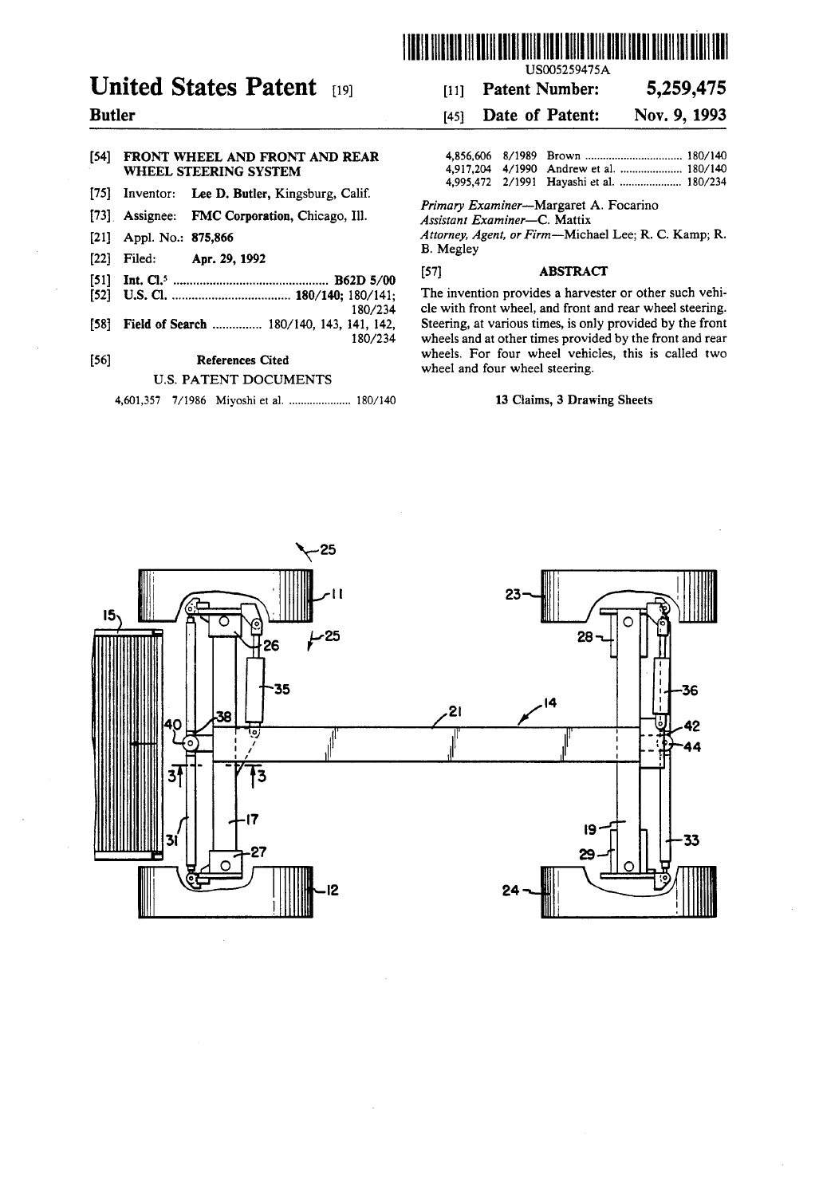# United States Patent [19]

**Butler**

[11] **Patent Number: 5,259,475**

[45] **Date of Patent: Nov. 9, 1993**

US005259475A

[54] **FRONT WHEEL AND FRONT AND REAR WHEEL STEERING SYSTEM**

[75] Inventor: **Lee D. Butler**, Kingsburg, Calif.

[73] Assignee: **FMC Corporation**, Chicago, Ill.

[21] Appl. No.: **875,866**

[22] Filed: **Apr. 29, 1992**

[51] **Int. Cl.**[5] .............................................. **B62D 5/00**

[52] **U.S. Cl.** .................................... **180/140**; 180/141; 180/234

[58] **Field of Search** ............... 180/140, 143, 141, 142, 180/234

[56] **References Cited**

U.S. PATENT DOCUMENTS

| | | | |
|---|---|---|---|
| 4,601,357 | 7/1986 | Miyoshi et al. | 180/140 |
| 4,856,606 | 8/1989 | Brown | 180/140 |
| 4,917,204 | 4/1990 | Andrew et al. | 180/140 |
| 4,995,472 | 2/1991 | Hayashi et al. | 180/234 |

*Primary Examiner*—Margaret A. Focarino

*Assistant Examiner*—C. Mattix

*Attorney, Agent, or Firm*—Michael Lee; R. C. Kamp; R. B. Megley

[57] **ABSTRACT**

The invention provides a harvester or other such vehicle with front wheel, and front and rear wheel steering. Steering, at various times, is only provided by the front wheels and at other times provided by the front and rear wheels. For four wheel vehicles, this is called two wheel and four wheel steering.

**13 Claims, 3 Drawing Sheets**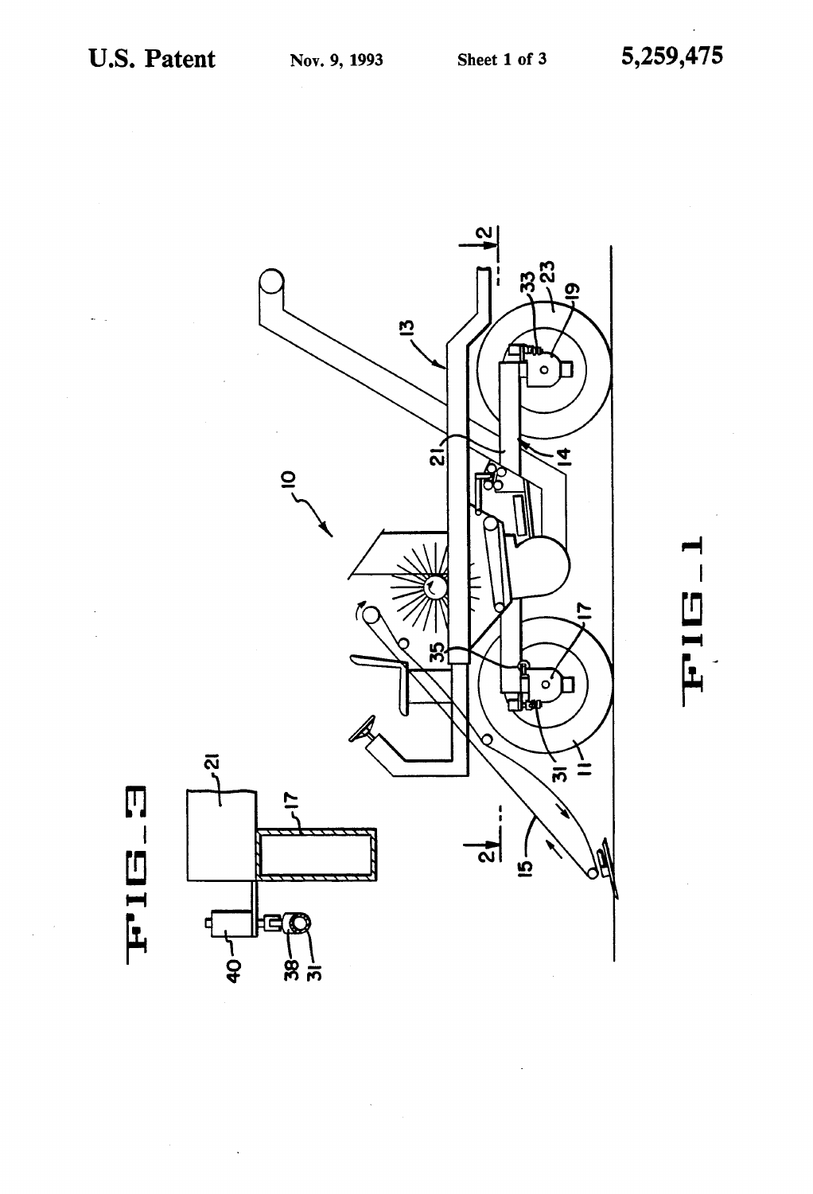FIG_1

FIG_3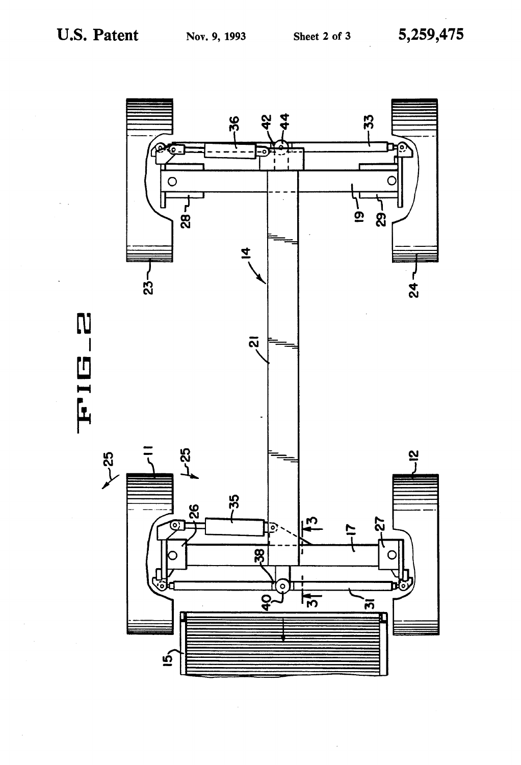FIG_2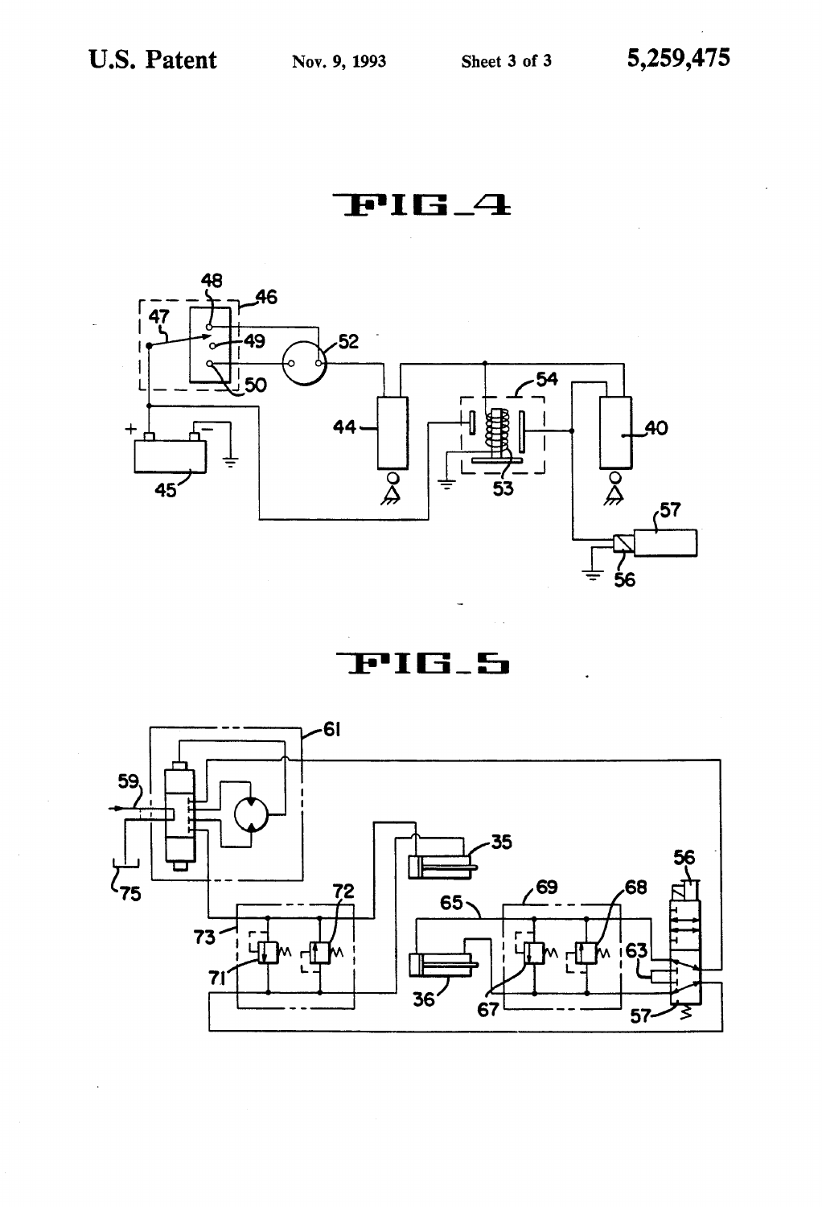FIG_4

FIG_5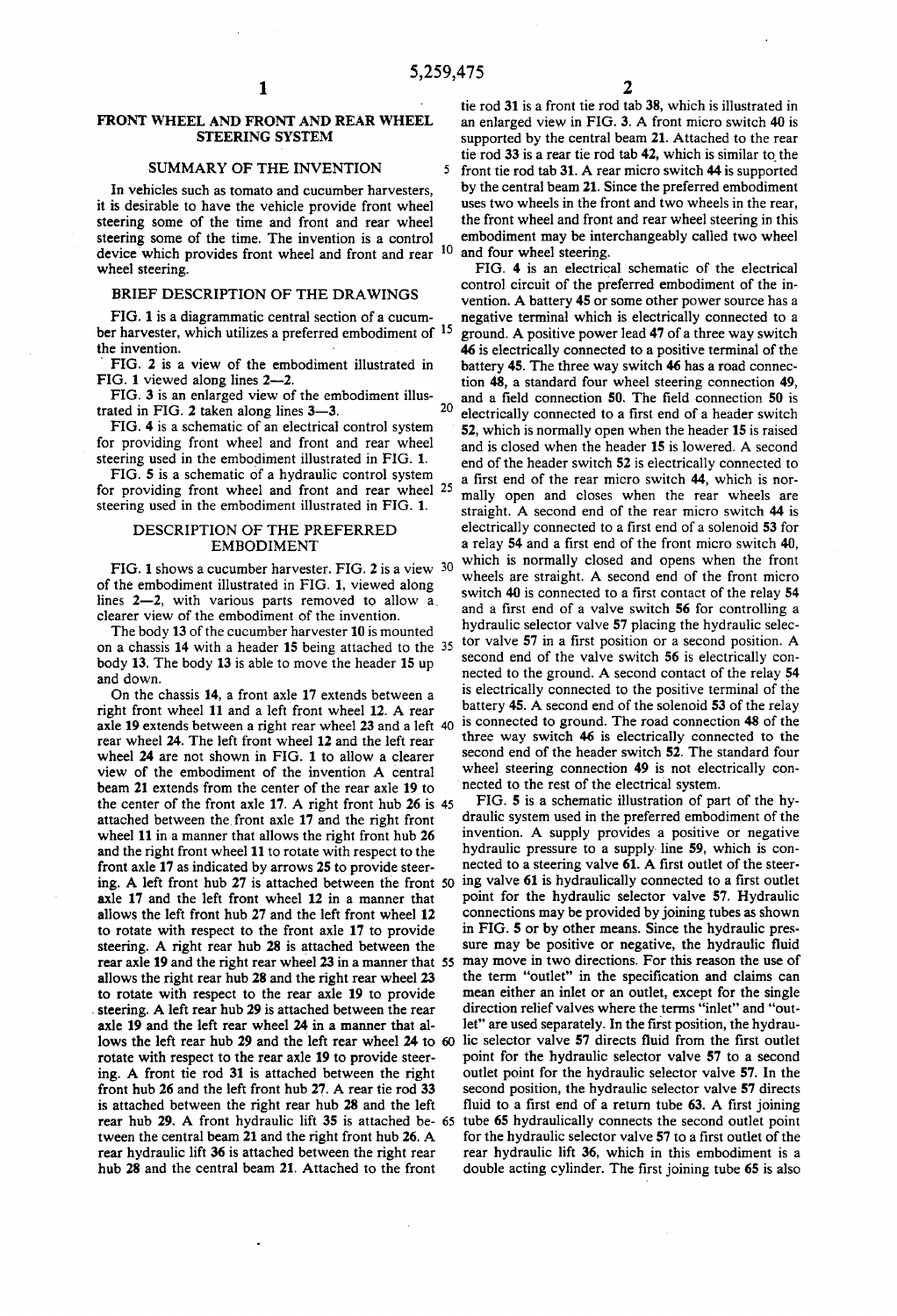# FRONT WHEEL AND FRONT AND REAR WHEEL STEERING SYSTEM

## SUMMARY OF THE INVENTION

In vehicles such as tomato and cucumber harvesters, it is desirable to have the vehicle provide front wheel steering some of the time and front and rear wheel steering some of the time. The invention is a control device which provides front wheel and front and rear wheel steering.

## BRIEF DESCRIPTION OF THE DRAWINGS

FIG. 1 is a diagrammatic central section of a cucumber harvester, which utilizes a preferred embodiment of the invention.

FIG. 2 is a view of the embodiment illustrated in FIG. 1 viewed along lines 2—2.

FIG. 3 is an enlarged view of the embodiment illustrated in FIG. 2 taken along lines 3—3.

FIG. 4 is a schematic of an electrical control system for providing front wheel and front and rear wheel steering used in the embodiment illustrated in FIG. 1.

FIG. 5 is a schematic of a hydraulic control system for providing front wheel and front and rear wheel steering used in the embodiment illustrated in FIG. 1.

## DESCRIPTION OF THE PREFERRED EMBODIMENT

FIG. 1 shows a cucumber harvester. FIG. 2 is a view of the embodiment illustrated in FIG. 1, viewed along lines 2—2, with various parts removed to allow a clearer view of the embodiment of the invention.

The body 13 of the cucumber harvester 10 is mounted on a chassis 14 with a header 15 being attached to the body 13. The body 13 is able to move the header 15 up and down.

On the chassis 14, a front axle 17 extends between a right front wheel 11 and a left front wheel 12. A rear axle 19 extends between a right rear wheel 23 and a left rear wheel 24. The left front wheel 12 and the left rear wheel 24 are not shown in FIG. 1 to allow a clearer view of the embodiment of the invention A central beam 21 extends from the center of the rear axle 19 to the center of the front axle 17. A right front hub 26 is attached between the front axle 17 and the right front wheel 11 in a manner that allows the right front hub 26 and the right front wheel 11 to rotate with respect to the front axle 17 as indicated by arrows 25 to provide steering. A left front hub 27 is attached between the front axle 17 and the left front wheel 12 in a manner that allows the left front hub 27 and the left front wheel 12 to rotate with respect to the front axle 17 to provide steering. A right rear hub 28 is attached between the rear axle 19 and the right rear wheel 23 in a manner that allows the right rear hub 28 and the right rear wheel 23 to rotate with respect to the rear axle 19 to provide steering. A left rear hub 29 is attached between the rear axle 19 and the left rear wheel 24 in a manner that allows the left rear hub 29 and the left rear wheel 24 to rotate with respect to the rear axle 19 to provide steering. A front tie rod 31 is attached between the right front hub 26 and the left front hub 27. A rear tie rod 33 is attached between the right rear hub 28 and the left rear hub 29. A front hydraulic lift 35 is attached between the central beam 21 and the right front hub 26. A rear hydraulic lift 36 is attached between the right rear hub 28 and the central beam 21. Attached to the front tie rod 31 is a front tie rod tab 38, which is illustrated in an enlarged view in FIG. 3. A front micro switch 40 is supported by the central beam 21. Attached to the rear tie rod 33 is a rear tie rod tab 42, which is similar to the front tie rod tab 31. A rear micro switch 44 is supported by the central beam 21. Since the preferred embodiment uses two wheels in the front and two wheels in the rear, the front wheel and front and rear wheel steering in this embodiment may be interchangeably called two wheel and four wheel steering.

FIG. 4 is an electrical schematic of the electrical control circuit of the preferred embodiment of the invention. A battery 45 or some other power source has a negative terminal which is electrically connected to a ground. A positive power lead 47 of a three way switch 46 is electrically connected to a positive terminal of the battery 45. The three way switch 46 has a road connection 48, a standard four wheel steering connection 49, and a field connection 50. The field connection 50 is electrically connected to a first end of a header switch 52, which is normally open when the header 15 is raised and is closed when the header 15 is lowered. A second end of the header switch 52 is electrically connected to a first end of the rear micro switch 44, which is normally open and closes when the rear wheels are straight. A second end of the rear micro switch 44 is electrically connected to a first end of a solenoid 53 for a relay 54 and a first end of the front micro switch 40, which is normally closed and opens when the front wheels are straight. A second end of the front micro switch 40 is connected to a first contact of the relay 54 and a first end of a valve switch 56 for controlling a hydraulic selector valve 57 placing the hydraulic selector valve 57 in a first position or a second position. A second end of the valve switch 56 is electrically connected to the ground. A second contact of the relay 54 is electrically connected to the positive terminal of the battery 45. A second end of the solenoid 53 of the relay is connected to ground. The road connection 48 of the three way switch 46 is electrically connected to the second end of the header switch 52. The standard four wheel steering connection 49 is not electrically connected to the rest of the electrical system.

FIG. 5 is a schematic illustration of part of the hydraulic system used in the preferred embodiment of the invention. A supply provides a positive or negative hydraulic pressure to a supply line 59, which is connected to a steering valve 61. A first outlet of the steering valve 61 is hydraulically connected to a first outlet point for the hydraulic selector valve 57. Hydraulic connections may be provided by joining tubes as shown in FIG. 5 or by other means. Since the hydraulic pressure may be positive or negative, the hydraulic fluid may move in two directions. For this reason the use of the term "outlet" in the specification and claims can mean either an inlet or an outlet, except for the single direction relief valves where the terms "inlet" and "outlet" are used separately. In the first position, the hydraulic selector valve 57 directs fluid from the first outlet point for the hydraulic selector valve 57 to a second outlet point for the hydraulic selector valve 57. In the second position, the hydraulic selector valve 57 directs fluid to a first end of a return tube 63. A first joining tube 65 hydraulically connects the second outlet point for the hydraulic selector valve 57 to a first outlet of the rear hydraulic lift 36, which in this embodiment is a double acting cylinder. The first joining tube 65 is also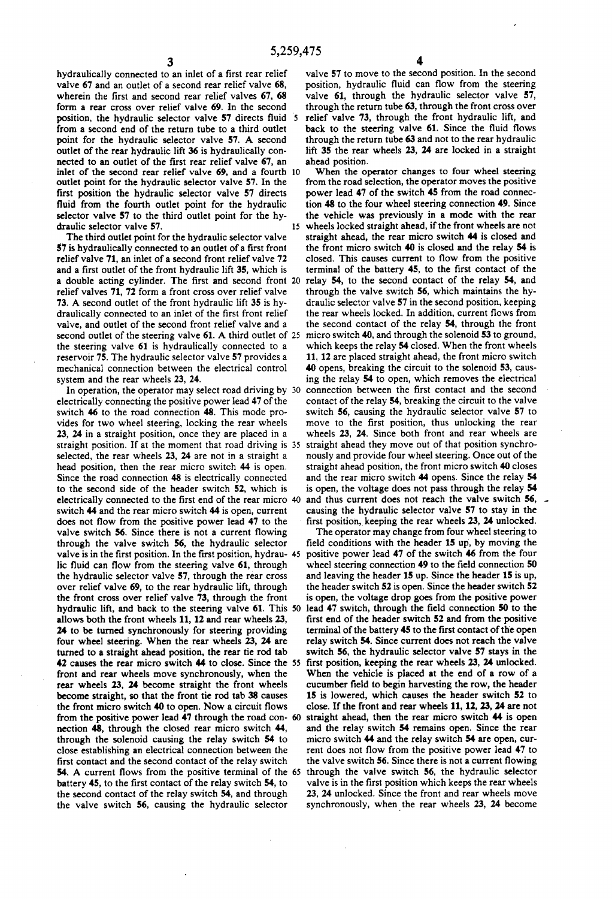hydraulically connected to an inlet of a first rear relief valve 67 and an outlet of a second rear relief valve 68, wherein the first and second rear relief valves 67, 68 form a rear cross over relief valve 69. In the second position, the hydraulic selector valve 57 directs fluid from a second end of the return tube to a third outlet point for the hydraulic selector valve 57. A second outlet of the rear hydraulic lift 36 is hydraulically connected to an outlet of the first rear relief valve 67, an inlet of the second rear relief valve 69, and a fourth outlet point for the hydraulic selector valve 57. In the first position the hydraulic selector valve 57 directs fluid from the fourth outlet point for the hydraulic selector valve 57 to the third outlet point for the hydraulic selector valve 57.

The third outlet point for the hydraulic selector valve 57 is hydraulically connected to an outlet of a first front relief valve 71, an inlet of a second front relief valve 72 and a first outlet of the front hydraulic lift 35, which is a double acting cylinder. The first and second front relief valves 71, 72 form a front cross over relief valve 73. A second outlet of the front hydraulic lift 35 is hydraulically connected to an inlet of the first front relief valve, and outlet of the second front relief valve and a second outlet of the steering valve 61. A third outlet of the steering valve 61 is hydraulically connected to a reservoir 75. The hydraulic selector valve 57 provides a mechanical connection between the electrical control system and the rear wheels 23, 24.

In operation, the operator may select road driving by electrically connecting the positive power lead 47 of the switch 46 to the road connection 48. This mode provides for two wheel steering, locking the rear wheels 23, 24 in a straight position, once they are placed in a straight position. If at the moment that road driving is selected, the rear wheels 23, 24 are not in a straight a head position, then the rear micro switch 44 is open. Since the road connection 48 is electrically connected to the second side of the header switch 52, which is electrically connected to the first end of the rear micro switch 44 and the rear micro switch 44 is open, current does not flow from the positive power lead 47 to the valve switch 56. Since there is not a current flowing through the valve switch 56, the hydraulic selector valve is in the first position. In the first position, hydraulic fluid can flow from the steering valve 61, through the hydraulic selector valve 57, through the rear cross over relief valve 69, to the rear hydraulic lift, through the front cross over relief valve 73, through the front hydraulic lift, and back to the steering valve 61. This allows both the front wheels 11, 12 and rear wheels 23, 24 to be turned synchronously for steering providing four wheel steering. When the rear wheels 23, 24 are turned to a straight ahead position, the rear tie rod tab 42 causes the rear micro switch 44 to close. Since the front and rear wheels move synchronously, when the rear wheels 23, 24 become straight the front wheels become straight, so that the front tie rod tab 38 causes the front micro switch 40 to open. Now a circuit flows from the positive power lead 47 through the road connection 48, through the closed rear micro switch 44, through the solenoid causing the relay switch 54 to close establishing an electrical connection between the first contact and the second contact of the relay switch 54. A current flows from the positive terminal of the battery 45, to the first contact of the relay switch 54, to the second contact of the relay switch 54, and through the valve switch 56, causing the hydraulic selector valve 57 to move to the second position. In the second position, hydraulic fluid can flow from the steering valve 61, through the hydraulic selector valve 57, through the return tube 63, through the front cross over relief valve 73, through the front hydraulic lift, and back to the steering valve 61. Since the fluid flows through the return tube 63 and not to the rear hydraulic lift 35 the rear wheels 23, 24 are locked in a straight ahead position.

When the operator changes to four wheel steering from the road selection, the operator moves the positive power lead 47 of the switch 45 from the road connection 48 to the four wheel steering connection 49. Since the vehicle was previously in a mode with the rear wheels locked straight ahead, if the front wheels are not straight ahead, the rear micro switch 44 is closed and the front micro switch 40 is closed and the relay 54 is closed. This causes current to flow from the positive terminal of the battery 45, to the first contact of the relay 54, to the second contact of the relay 54, and through the valve switch 56, which maintains the hydraulic selector valve 57 in the second position, keeping the rear wheels locked. In addition, current flows from the second contact of the relay 54, through the front micro switch 40, and through the solenoid 53 to ground, which keeps the relay 54 closed. When the front wheels 11, 12 are placed straight ahead, the front micro switch 40 opens, breaking the circuit to the solenoid 53, causing the relay 54 to open, which removes the electrical connection between the first contact and the second contact of the relay 54, breaking the circuit to the valve switch 56, causing the hydraulic selector valve 57 to move to the first position, thus unlocking the rear wheels 23, 24. Since both front and rear wheels are straight ahead they move out of that position synchronously and provide four wheel steering. Once out of the straight ahead position, the front micro switch 40 closes and the rear micro switch 44 opens. Since the relay 54 is open, the voltage does not pass through the relay 54 and thus current does not reach the valve switch 56, causing the hydraulic selector valve 57 to stay in the first position, keeping the rear wheels 23, 24 unlocked.

The operator may change from four wheel steering to field conditions with the header 15 up, by moving the positive power lead 47 of the switch 46 from the four wheel steering connection 49 to the field connection 50 and leaving the header 15 up. Since the header 15 is up, the header switch 52 is open. Since the header switch 52 is open, the voltage drop goes from the positive power lead 47 switch, through the field connection 50 to the first end of the header switch 52 and from the positive terminal of the battery 45 to the first contact of the open relay switch 54. Since current does not reach the valve switch 56, the hydraulic selector valve 57 stays in the first position, keeping the rear wheels 23, 24 unlocked. When the vehicle is placed at the end of a row of a cucumber field to begin harvesting the row, the header 15 is lowered, which causes the header switch 52 to close. If the front and rear wheels 11, 12, 23, 24 are not straight ahead, then the rear micro switch 44 is open and the relay switch 54 remains open. Since the rear micro switch 44 and the relay switch 54 are open, current does not flow from the positive power lead 47 to the valve switch 56. Since there is not a current flowing through the valve switch 56, the hydraulic selector valve is in the first position which keeps the rear wheels 23, 24 unlocked. Since the front and rear wheels move synchronously, when the rear wheels 23, 24 become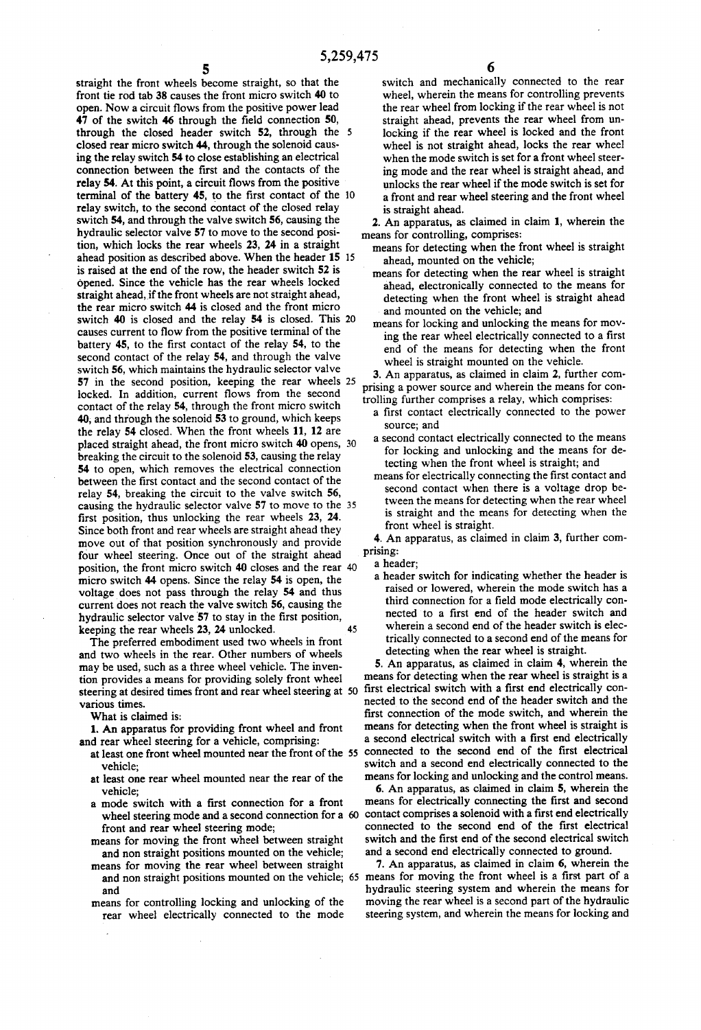straight the front wheels become straight, so that the front tie rod tab 38 causes the front micro switch 40 to open. Now a circuit flows from the positive power lead 47 of the switch 46 through the field connection 50, through the closed header switch 52, through the closed rear micro switch 44, through the solenoid causing the relay switch 54 to close establishing an electrical connection between the first and the contacts of the relay 54. At this point, a circuit flows from the positive terminal of the battery 45, to the first contact of the relay switch, to the second contact of the closed relay switch 54, and through the valve switch 56, causing the hydraulic selector valve 57 to move to the second position, which locks the rear wheels 23, 24 in a straight ahead position as described above. When the header 15 is raised at the end of the row, the header switch 52 is opened. Since the vehicle has the rear wheels locked straight ahead, if the front wheels are not straight ahead, the rear micro switch 44 is closed and the front micro switch 40 is closed and the relay 54 is closed. This causes current to flow from the positive terminal of the battery 45, to the first contact of the relay 54, to the second contact of the relay 54, and through the valve switch 56, which maintains the hydraulic selector valve 57 in the second position, keeping the rear wheels locked. In addition, current flows from the second contact of the relay 54, through the front micro switch 40, and through the solenoid 53 to ground, which keeps the relay 54 closed. When the front wheels 11, 12 are placed straight ahead, the front micro switch 40 opens, breaking the circuit to the solenoid 53, causing the relay 54 to open, which removes the electrical connection between the first contact and the second contact of the relay 54, breaking the circuit to the valve switch 56, causing the hydraulic selector valve 57 to move to the first position, thus unlocking the rear wheels 23, 24. Since both front and rear wheels are straight ahead they move out of that position synchronously and provide four wheel steering. Once out of the straight ahead position, the front micro switch 40 closes and the rear micro switch 44 opens. Since the relay 54 is open, the voltage does not pass through the relay 54 and thus current does not reach the valve switch 56, causing the hydraulic selector valve 57 to stay in the first position, keeping the rear wheels 23, 24 unlocked.

The preferred embodiment used two wheels in front and two wheels in the rear. Other numbers of wheels may be used, such as a three wheel vehicle. The invention provides a means for providing solely front wheel steering at desired times front and rear wheel steering at various times.

What is claimed is:

1. An apparatus for providing front wheel and front and rear wheel steering for a vehicle, comprising:
   - at least one front wheel mounted near the front of the vehicle;
   - at least one rear wheel mounted near the rear of the vehicle;
   - a mode switch with a first connection for a front wheel steering mode and a second connection for a front and rear wheel steering mode;
   - means for moving the front wheel between straight and non straight positions mounted on the vehicle;
   - means for moving the rear wheel between straight and non straight positions mounted on the vehicle; and
   - means for controlling locking and unlocking of the rear wheel electrically connected to the mode switch and mechanically connected to the rear wheel, wherein the means for controlling prevents the rear wheel from locking if the rear wheel is not straight ahead, prevents the rear wheel from unlocking if the rear wheel is locked and the front wheel is not straight ahead, locks the rear wheel when the mode switch is set for a front wheel steering mode and the rear wheel is straight ahead, and unlocks the rear wheel if the mode switch is set for a front and rear wheel steering and the front wheel is straight ahead.

2. An apparatus, as claimed in claim 1, wherein the means for controlling, comprises:
   - means for detecting when the front wheel is straight ahead, mounted on the vehicle;
   - means for detecting when the rear wheel is straight ahead, electronically connected to the means for detecting when the front wheel is straight ahead and mounted on the vehicle; and
   - means for locking and unlocking the means for moving the rear wheel electrically connected to a first end of the means for detecting when the front wheel is straight mounted on the vehicle.

3. An apparatus, as claimed in claim 2, further comprising a power source and wherein the means for controlling further comprises a relay, which comprises:
   - a first contact electrically connected to the power source; and
   - a second contact electrically connected to the means for locking and unlocking and the means for detecting when the front wheel is straight; and
   - means for electrically connecting the first contact and second contact when there is a voltage drop between the means for detecting when the rear wheel is straight and the means for detecting when the front wheel is straight.

4. An apparatus, as claimed in claim 3, further comprising:
   - a header;
   - a header switch for indicating whether the header is raised or lowered, wherein the mode switch has a third connection for a field mode electrically connected to a first end of the header switch and wherein a second end of the header switch is electrically connected to a second end of the means for detecting when the rear wheel is straight.

5. An apparatus, as claimed in claim 4, wherein the means for detecting when the rear wheel is straight is a first electrical switch with a first end electrically connected to the second end of the header switch and the first connection of the mode switch, and wherein the means for detecting when the front wheel is straight is a second electrical switch with a first end electrically connected to the second end of the first electrical switch and a second end electrically connected to the means for locking and unlocking and the control means.

6. An apparatus, as claimed in claim 5, wherein the means for electrically connecting the first and second contact comprises a solenoid with a first end electrically connected to the second end of the first electrical switch and the first end of the second electrical switch and a second end electrically connected to ground.

7. An apparatus, as claimed in claim 6, wherein the means for moving the front wheel is a first part of a hydraulic steering system and wherein the means for moving the rear wheel is a second part of the hydraulic steering system, and wherein the means for locking and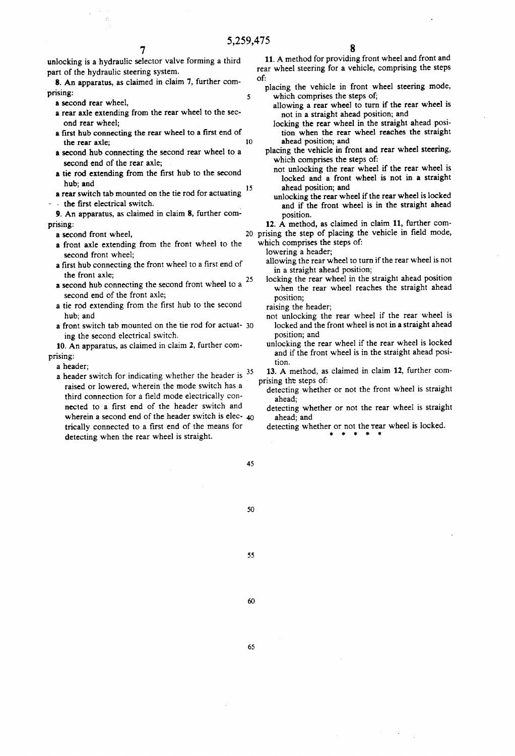unlocking is a hydraulic selector valve forming a third part of the hydraulic steering system.

**8.** An apparatus, as claimed in claim 7, further comprising:

- a second rear wheel,
- a rear axle extending from the rear wheel to the second rear wheel;
- a first hub connecting the rear wheel to a first end of the rear axle;
- a second hub connecting the second rear wheel to a second end of the rear axle;
- a tie rod extending from the first hub to the second hub; and
- a rear switch tab mounted on the tie rod for actuating the first electrical switch.

**9.** An apparatus, as claimed in claim 8, further comprising:

- a second front wheel,
- a front axle extending from the front wheel to the second front wheel;
- a first hub connecting the front wheel to a first end of the front axle;
- a second hub connecting the second front wheel to a second end of the front axle;
- a tie rod extending from the first hub to the second hub; and
- a front switch tab mounted on the tie rod for actuating the second electrical switch.

**10.** An apparatus, as claimed in claim 2, further comprising:

- a header;
- a header switch for indicating whether the header is raised or lowered, wherein the mode switch has a third connection for a field mode electrically connected to a first end of the header switch and wherein a second end of the header switch is electrically connected to a first end of the means for detecting when the rear wheel is straight.

**11.** A method for providing front wheel and front and rear wheel steering for a vehicle, comprising the steps of:

- placing the vehicle in front wheel steering mode, which comprises the steps of;
  - allowing a rear wheel to turn if the rear wheel is not in a straight ahead position; and
  - locking the rear wheel in the straight ahead position when the rear wheel reaches the straight ahead position; and
- placing the vehicle in front and rear wheel steering, which comprises the steps of:
  - not unlocking the rear wheel if the rear wheel is locked and a front wheel is not in a straight ahead position; and
  - unlocking the rear wheel if the rear wheel is locked and if the front wheel is in the straight ahead position.

**12.** A method, as claimed in claim 11, further comprising the step of placing the vehicle in field mode, which comprises the steps of:

- lowering a header;
- allowing the rear wheel to turn if the rear wheel is not in a straight ahead position;
- locking the rear wheel in the straight ahead position when the rear wheel reaches the straight ahead position;
- raising the header;
- not unlocking the rear wheel if the rear wheel is locked and the front wheel is not in a straight ahead position; and
- unlocking the rear wheel if the rear wheel is locked and if the front wheel is in the straight ahead position.

**13.** A method, as claimed in claim 12, further comprising the steps of:

- detecting whether or not the front wheel is straight ahead;
- detecting whether or not the rear wheel is straight ahead; and
- detecting whether or not the rear wheel is locked.

\* \* \* \* \*